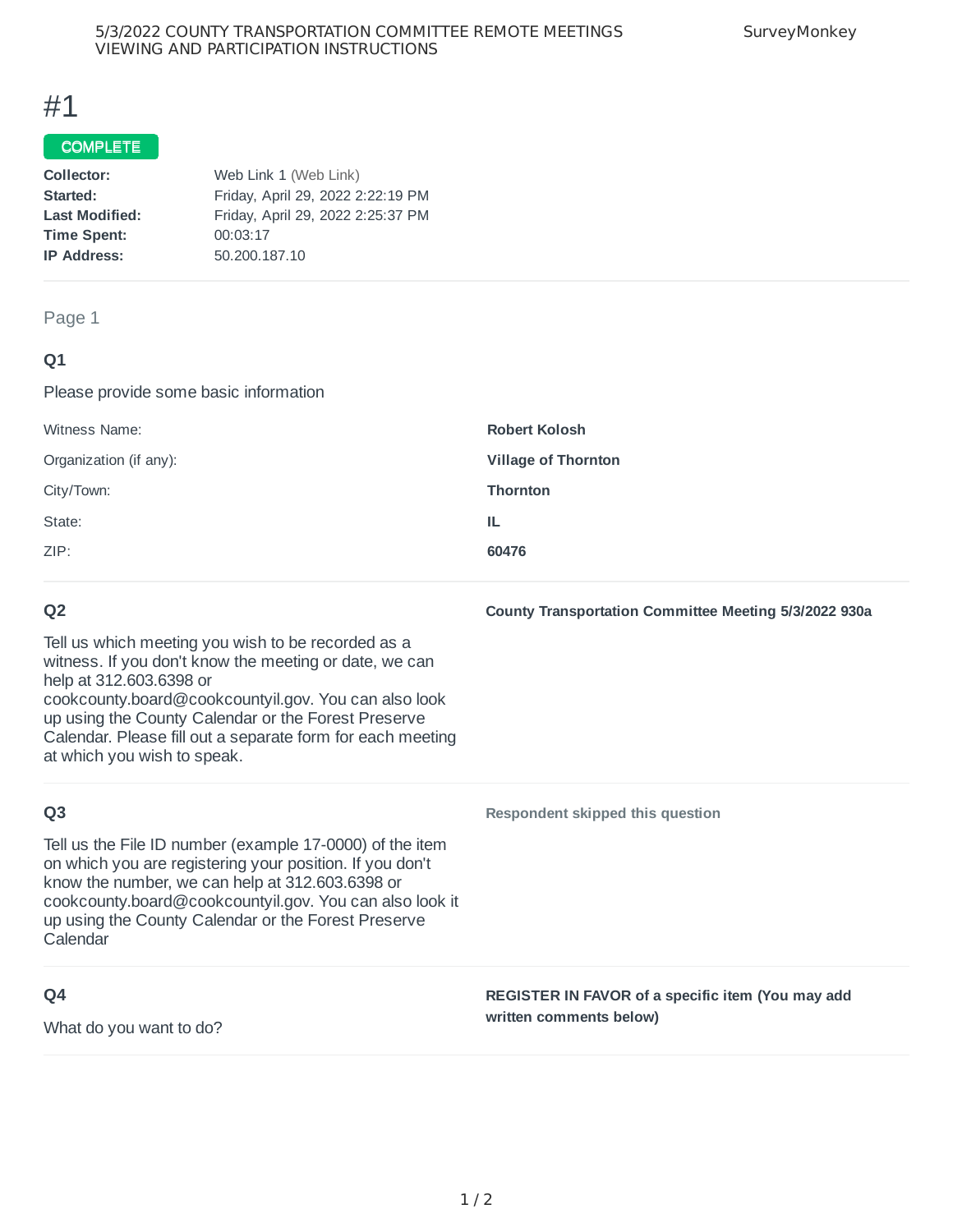# #1

**COMPLETE**

| | |
|---|---|
| **Collector:** | Web Link 1 (Web Link) |
| **Started:** | Friday, April 29, 2022 2:22:19 PM |
| **Last Modified:** | Friday, April 29, 2022 2:25:37 PM |
| **Time Spent:** | 00:03:17 |
| **IP Address:** | 50.200.187.10 |

Page 1

## Q1

Please provide some basic information

| | |
|---|---|
| Witness Name: | **Robert Kolosh** |
| Organization (if any): | **Village of Thornton** |
| City/Town: | **Thornton** |
| State: | **IL** |
| ZIP: | **60476** |

## Q2

Tell us which meeting you wish to be recorded as a witness. If you don't know the meeting or date, we can help at 312.603.6398 or cookcounty.board@cookcountyil.gov. You can also look up using the County Calendar or the Forest Preserve Calendar. Please fill out a separate form for each meeting at which you wish to speak.

**County Transportation Committee Meeting 5/3/2022 930a**

## Q3

Tell us the File ID number (example 17-0000) of the item on which you are registering your position. If you don't know the number, we can help at 312.603.6398 or cookcounty.board@cookcountyil.gov. You can also look it up using the County Calendar or the Forest Preserve Calendar

**Respondent skipped this question**

## Q4

What do you want to do?

**REGISTER IN FAVOR of a specific item (You may add written comments below)**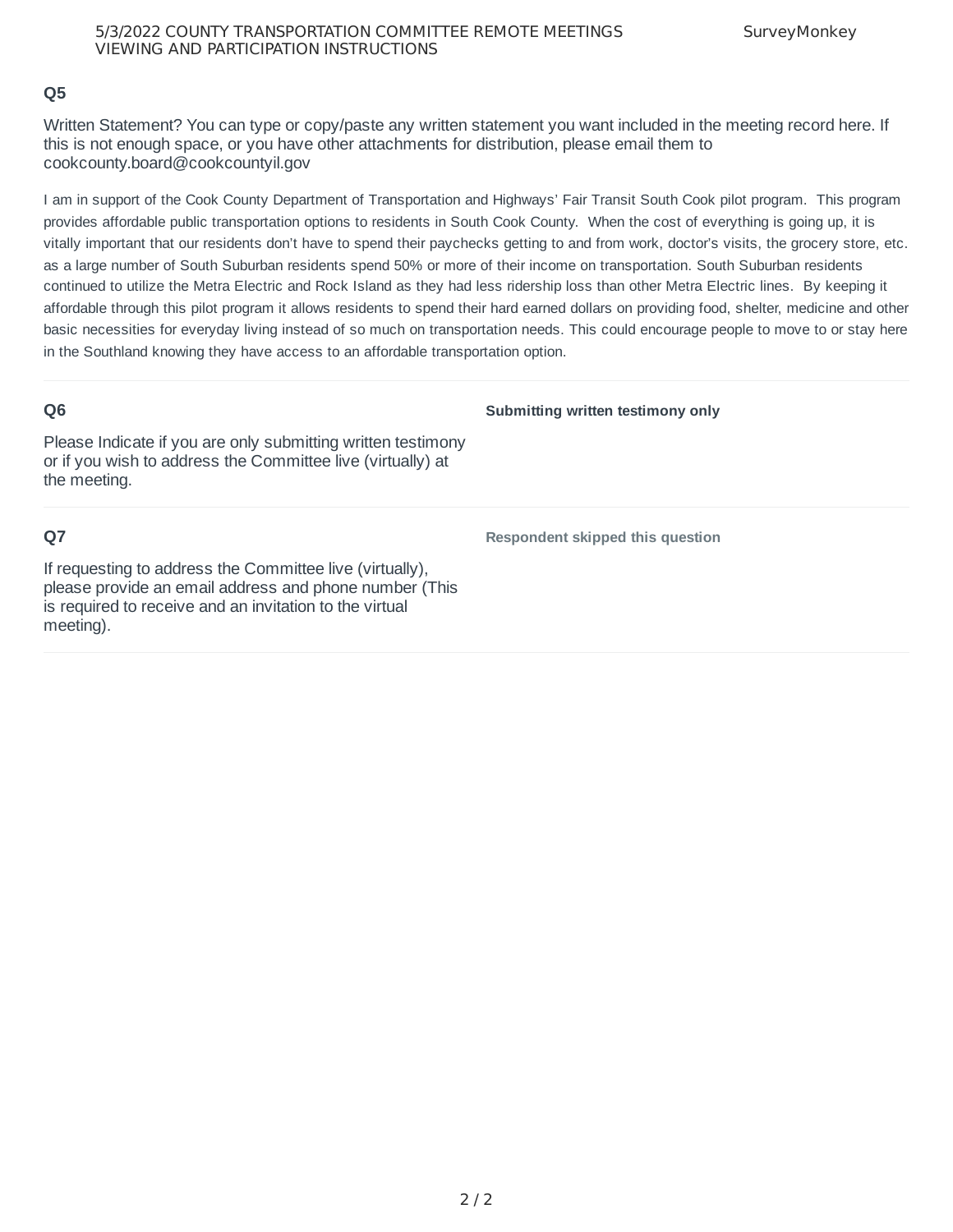## Q5

Written Statement? You can type or copy/paste any written statement you want included in the meeting record here. If this is not enough space, or you have other attachments for distribution, please email them to cookcounty.board@cookcountyil.gov

I am in support of the Cook County Department of Transportation and Highways' Fair Transit South Cook pilot program. This program provides affordable public transportation options to residents in South Cook County. When the cost of everything is going up, it is vitally important that our residents don't have to spend their paychecks getting to and from work, doctor's visits, the grocery store, etc. as a large number of South Suburban residents spend 50% or more of their income on transportation. South Suburban residents continued to utilize the Metra Electric and Rock Island as they had less ridership loss than other Metra Electric lines. By keeping it affordable through this pilot program it allows residents to spend their hard earned dollars on providing food, shelter, medicine and other basic necessities for everyday living instead of so much on transportation needs. This could encourage people to move to or stay here in the Southland knowing they have access to an affordable transportation option.

## Q6

Please Indicate if you are only submitting written testimony or if you wish to address the Committee live (virtually) at the meeting.

**Submitting written testimony only**

## Q7

If requesting to address the Committee live (virtually), please provide an email address and phone number (This is required to receive and an invitation to the virtual meeting).

**Respondent skipped this question**